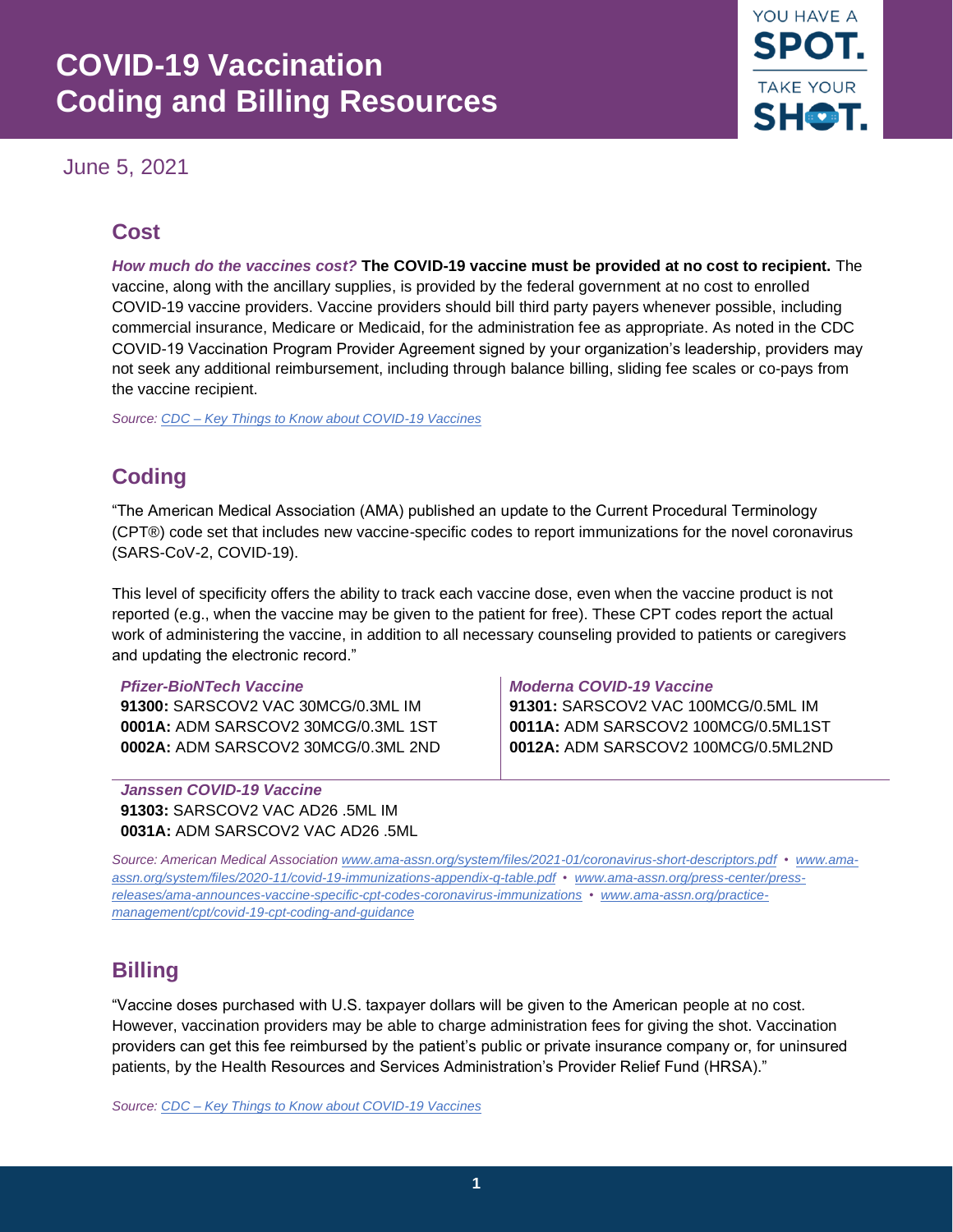# COVID-19 Vaccination Coding and Billing Resources

YOU HAVE A **SPOT.** TAKE YOUR **SHOT.**

June 5, 2021

## Cost

***How much do the vaccines cost?*** **The COVID-19 vaccine must be provided at no cost to recipient.** The vaccine, along with the ancillary supplies, is provided by the federal government at no cost to enrolled COVID-19 vaccine providers. Vaccine providers should bill third party payers whenever possible, including commercial insurance, Medicare or Medicaid, for the administration fee as appropriate. As noted in the CDC COVID-19 Vaccination Program Provider Agreement signed by your organization's leadership, providers may not seek any additional reimbursement, including through balance billing, sliding fee scales or co-pays from the vaccine recipient.

*Source: CDC – Key Things to Know about COVID-19 Vaccines*

## Coding

"The American Medical Association (AMA) published an update to the Current Procedural Terminology (CPT®) code set that includes new vaccine-specific codes to report immunizations for the novel coronavirus (SARS-CoV-2, COVID-19).

This level of specificity offers the ability to track each vaccine dose, even when the vaccine product is not reported (e.g., when the vaccine may be given to the patient for free). These CPT codes report the actual work of administering the vaccine, in addition to all necessary counseling provided to patients or caregivers and updating the electronic record."

***Pfizer-BioNTech Vaccine***
**91300:** SARSCOV2 VAC 30MCG/0.3ML IM
**0001A:** ADM SARSCOV2 30MCG/0.3ML 1ST
**0002A:** ADM SARSCOV2 30MCG/0.3ML 2ND

***Moderna COVID-19 Vaccine***
**91301:** SARSCOV2 VAC 100MCG/0.5ML IM
**0011A:** ADM SARSCOV2 100MCG/0.5ML1ST
**0012A:** ADM SARSCOV2 100MCG/0.5ML2ND

***Janssen COVID-19 Vaccine***
**91303:** SARSCOV2 VAC AD26 .5ML IM
**0031A:** ADM SARSCOV2 VAC AD26 .5ML

*Source: American Medical Association www.ama-assn.org/system/files/2021-01/coronavirus-short-descriptors.pdf • www.ama-assn.org/system/files/2020-11/covid-19-immunizations-appendix-q-table.pdf • www.ama-assn.org/press-center/press-releases/ama-announces-vaccine-specific-cpt-codes-coronavirus-immunizations • www.ama-assn.org/practice-management/cpt/covid-19-cpt-coding-and-guidance*

## Billing

"Vaccine doses purchased with U.S. taxpayer dollars will be given to the American people at no cost. However, vaccination providers may be able to charge administration fees for giving the shot. Vaccination providers can get this fee reimbursed by the patient's public or private insurance company or, for uninsured patients, by the Health Resources and Services Administration's Provider Relief Fund (HRSA)."

*Source: CDC – Key Things to Know about COVID-19 Vaccines*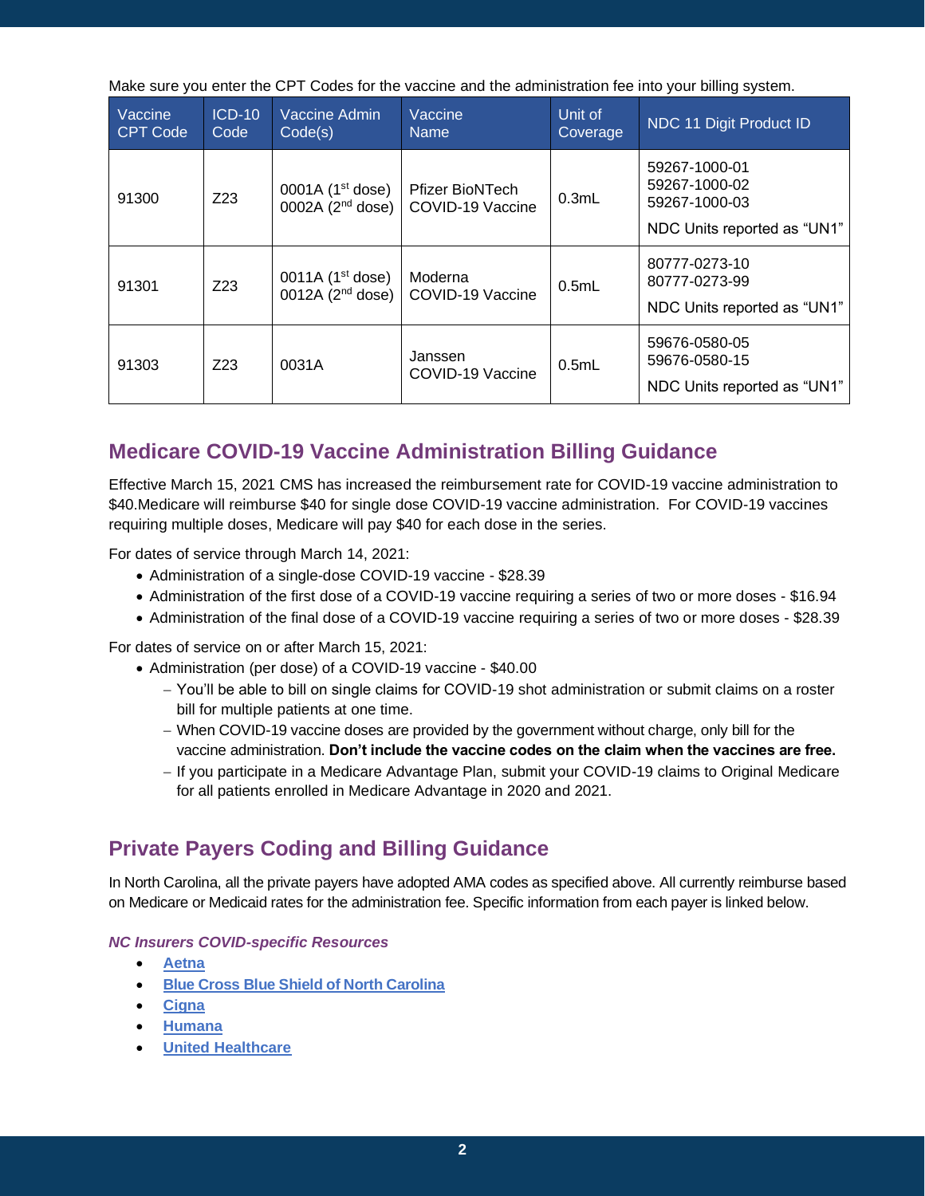Make sure you enter the CPT Codes for the vaccine and the administration fee into your billing system.

| Vaccine CPT Code | ICD-10 Code | Vaccine Admin Code(s) | Vaccine Name | Unit of Coverage | NDC 11 Digit Product ID |
|---|---|---|---|---|---|
| 91300 | Z23 | 0001A (1st dose)<br>0002A (2nd dose) | Pfizer BioNTech COVID-19 Vaccine | 0.3mL | 59267-1000-01<br>59267-1000-02<br>59267-1000-03<br><br>NDC Units reported as "UN1" |
| 91301 | Z23 | 0011A (1st dose)<br>0012A (2nd dose) | Moderna COVID-19 Vaccine | 0.5mL | 80777-0273-10<br>80777-0273-99<br><br>NDC Units reported as "UN1" |
| 91303 | Z23 | 0031A | Janssen COVID-19 Vaccine | 0.5mL | 59676-0580-05<br>59676-0580-15<br><br>NDC Units reported as "UN1" |

## Medicare COVID-19 Vaccine Administration Billing Guidance

Effective March 15, 2021 CMS has increased the reimbursement rate for COVID-19 vaccine administration to $40.Medicare will reimburse $40 for single dose COVID-19 vaccine administration. For COVID-19 vaccines requiring multiple doses, Medicare will pay $40 for each dose in the series.

For dates of service through March 14, 2021:

- Administration of a single-dose COVID-19 vaccine - $28.39
- Administration of the first dose of a COVID-19 vaccine requiring a series of two or more doses - $16.94
- Administration of the final dose of a COVID-19 vaccine requiring a series of two or more doses - $28.39

For dates of service on or after March 15, 2021:

- Administration (per dose) of a COVID-19 vaccine - $40.00
  - You'll be able to bill on single claims for COVID-19 shot administration or submit claims on a roster bill for multiple patients at one time.
  - When COVID-19 vaccine doses are provided by the government without charge, only bill for the vaccine administration. **Don't include the vaccine codes on the claim when the vaccines are free.**
  - If you participate in a Medicare Advantage Plan, submit your COVID-19 claims to Original Medicare for all patients enrolled in Medicare Advantage in 2020 and 2021.

## Private Payers Coding and Billing Guidance

In North Carolina, all the private payers have adopted AMA codes as specified above. All currently reimburse based on Medicare or Medicaid rates for the administration fee. Specific information from each payer is linked below.

### *NC Insurers COVID-specific Resources*

- **Aetna**
- **Blue Cross Blue Shield of North Carolina**
- **Cigna**
- **Humana**
- **United Healthcare**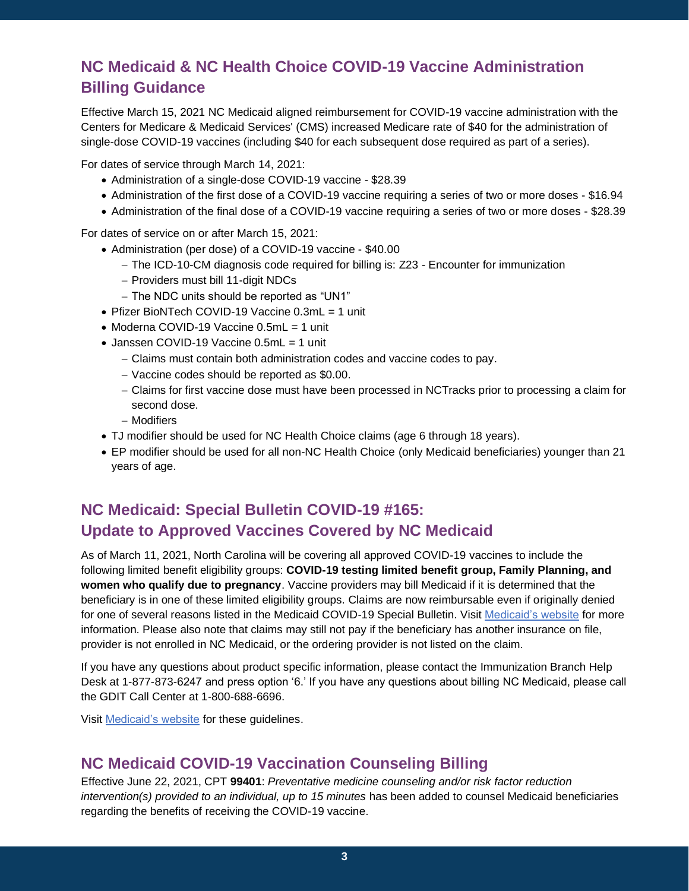## NC Medicaid & NC Health Choice COVID-19 Vaccine Administration Billing Guidance

Effective March 15, 2021 NC Medicaid aligned reimbursement for COVID-19 vaccine administration with the Centers for Medicare & Medicaid Services' (CMS) increased Medicare rate of $40 for the administration of single-dose COVID-19 vaccines (including $40 for each subsequent dose required as part of a series).

For dates of service through March 14, 2021:

- Administration of a single-dose COVID-19 vaccine - $28.39
- Administration of the first dose of a COVID-19 vaccine requiring a series of two or more doses - $16.94
- Administration of the final dose of a COVID-19 vaccine requiring a series of two or more doses - $28.39

For dates of service on or after March 15, 2021:

- Administration (per dose) of a COVID-19 vaccine - $40.00
  - The ICD-10-CM diagnosis code required for billing is: Z23 - Encounter for immunization
  - Providers must bill 11-digit NDCs
  - The NDC units should be reported as "UN1"
- Pfizer BioNTech COVID-19 Vaccine 0.3mL = 1 unit
- Moderna COVID-19 Vaccine 0.5mL = 1 unit
- Janssen COVID-19 Vaccine 0.5mL = 1 unit
  - Claims must contain both administration codes and vaccine codes to pay.
  - Vaccine codes should be reported as $0.00.
  - Claims for first vaccine dose must have been processed in NCTracks prior to processing a claim for second dose.
  - Modifiers
- TJ modifier should be used for NC Health Choice claims (age 6 through 18 years).
- EP modifier should be used for all non-NC Health Choice (only Medicaid beneficiaries) younger than 21 years of age.

## NC Medicaid: Special Bulletin COVID-19 #165: Update to Approved Vaccines Covered by NC Medicaid

As of March 11, 2021, North Carolina will be covering all approved COVID-19 vaccines to include the following limited benefit eligibility groups: **COVID-19 testing limited benefit group, Family Planning, and women who qualify due to pregnancy**. Vaccine providers may bill Medicaid if it is determined that the beneficiary is in one of these limited eligibility groups. Claims are now reimbursable even if originally denied for one of several reasons listed in the Medicaid COVID-19 Special Bulletin. Visit Medicaid's website for more information. Please also note that claims may still not pay if the beneficiary has another insurance on file, provider is not enrolled in NC Medicaid, or the ordering provider is not listed on the claim.

If you have any questions about product specific information, please contact the Immunization Branch Help Desk at 1-877-873-6247 and press option '6.' If you have any questions about billing NC Medicaid, please call the GDIT Call Center at 1-800-688-6696.

Visit Medicaid's website for these guidelines.

## NC Medicaid COVID-19 Vaccination Counseling Billing

Effective June 22, 2021, CPT **99401**: *Preventative medicine counseling and/or risk factor reduction intervention(s) provided to an individual, up to 15 minutes* has been added to counsel Medicaid beneficiaries regarding the benefits of receiving the COVID-19 vaccine.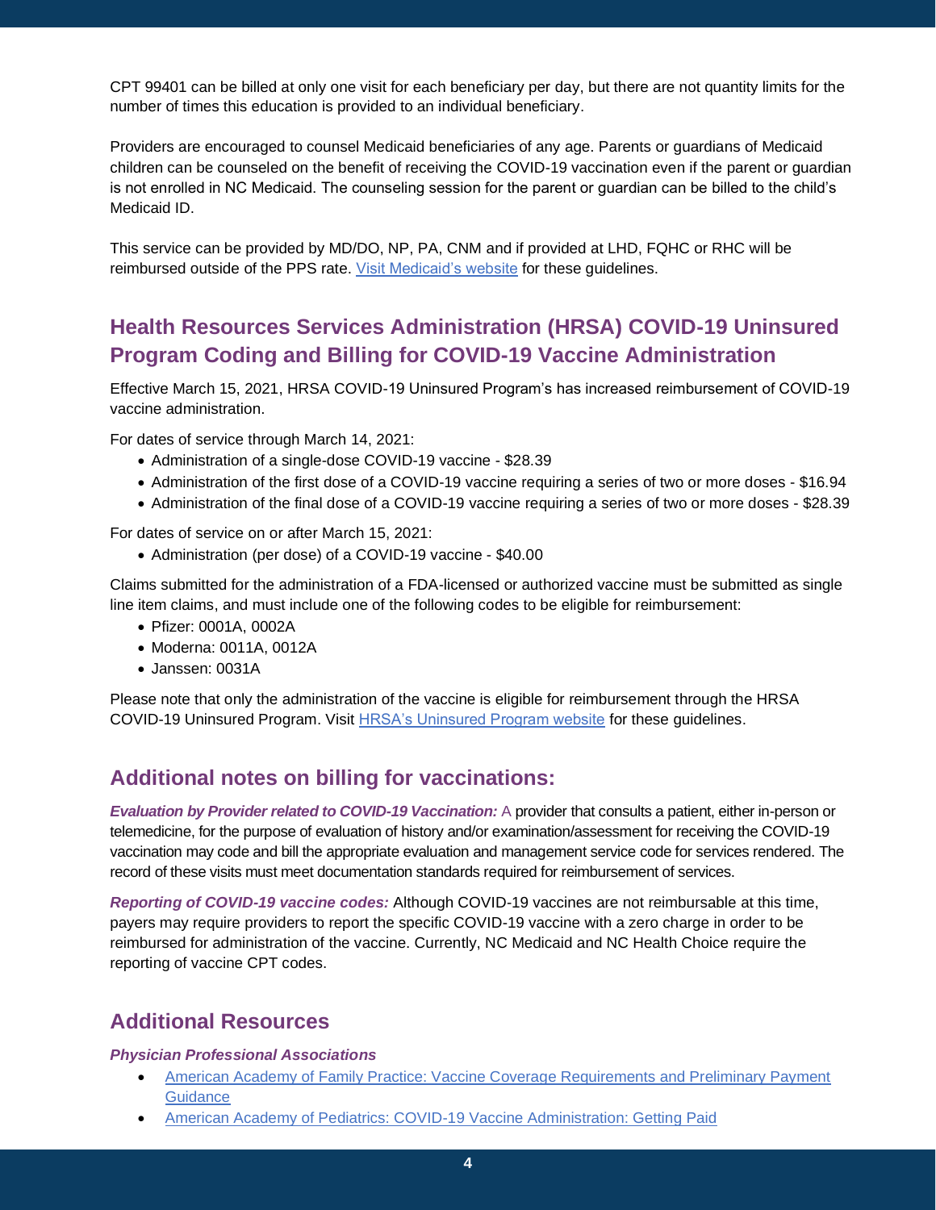CPT 99401 can be billed at only one visit for each beneficiary per day, but there are not quantity limits for the number of times this education is provided to an individual beneficiary.

Providers are encouraged to counsel Medicaid beneficiaries of any age. Parents or guardians of Medicaid children can be counseled on the benefit of receiving the COVID-19 vaccination even if the parent or guardian is not enrolled in NC Medicaid. The counseling session for the parent or guardian can be billed to the child's Medicaid ID.

This service can be provided by MD/DO, NP, PA, CNM and if provided at LHD, FQHC or RHC will be reimbursed outside of the PPS rate. [Visit Medicaid's website](#) for these guidelines.

## Health Resources Services Administration (HRSA) COVID-19 Uninsured Program Coding and Billing for COVID-19 Vaccine Administration

Effective March 15, 2021, HRSA COVID-19 Uninsured Program's has increased reimbursement of COVID-19 vaccine administration.

For dates of service through March 14, 2021:

- Administration of a single-dose COVID-19 vaccine - $28.39
- Administration of the first dose of a COVID-19 vaccine requiring a series of two or more doses - $16.94
- Administration of the final dose of a COVID-19 vaccine requiring a series of two or more doses - $28.39

For dates of service on or after March 15, 2021:

- Administration (per dose) of a COVID-19 vaccine - $40.00

Claims submitted for the administration of a FDA-licensed or authorized vaccine must be submitted as single line item claims, and must include one of the following codes to be eligible for reimbursement:

- Pfizer: 0001A, 0002A
- Moderna: 0011A, 0012A
- Janssen: 0031A

Please note that only the administration of the vaccine is eligible for reimbursement through the HRSA COVID-19 Uninsured Program. Visit [HRSA's Uninsured Program website](#) for these guidelines.

## Additional notes on billing for vaccinations:

***Evaluation by Provider related to COVID-19 Vaccination:*** A provider that consults a patient, either in-person or telemedicine, for the purpose of evaluation of history and/or examination/assessment for receiving the COVID-19 vaccination may code and bill the appropriate evaluation and management service code for services rendered. The record of these visits must meet documentation standards required for reimbursement of services.

***Reporting of COVID-19 vaccine codes:*** Although COVID-19 vaccines are not reimbursable at this time, payers may require providers to report the specific COVID-19 vaccine with a zero charge in order to be reimbursed for administration of the vaccine. Currently, NC Medicaid and NC Health Choice require the reporting of vaccine CPT codes.

## Additional Resources

***Physician Professional Associations***

- [American Academy of Family Practice: Vaccine Coverage Requirements and Preliminary Payment Guidance](#)
- [American Academy of Pediatrics: COVID-19 Vaccine Administration: Getting Paid](#)